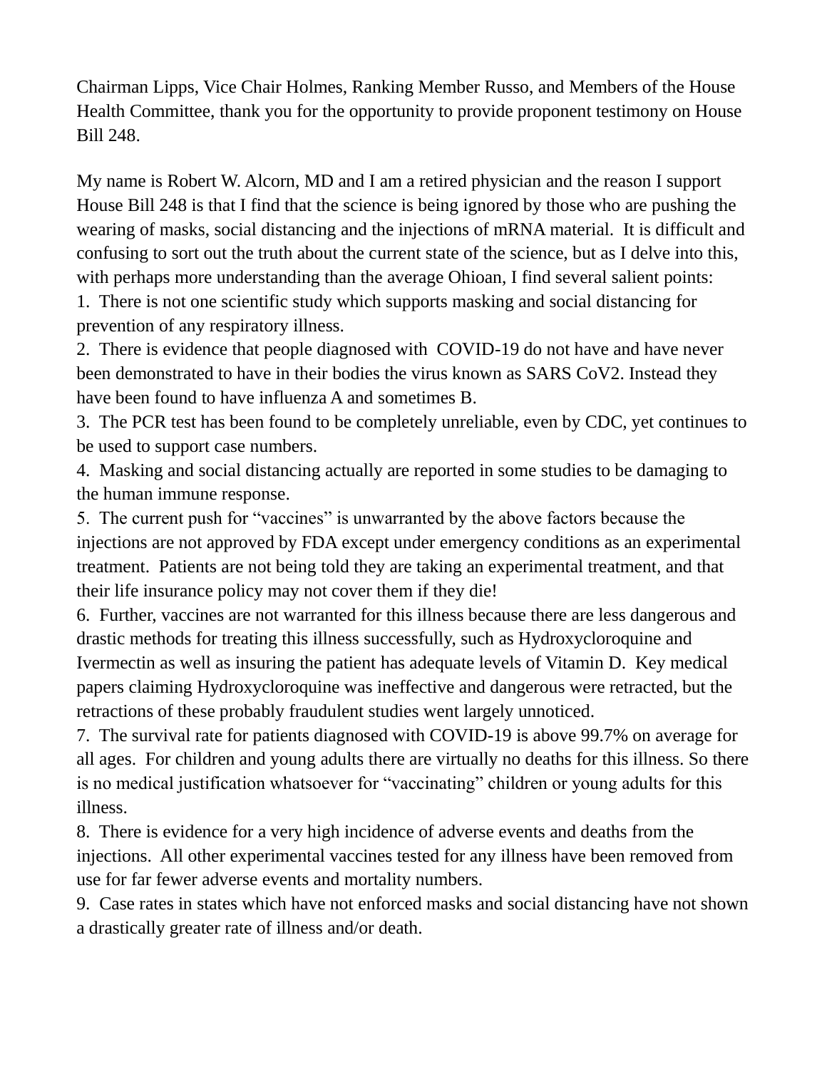Chairman Lipps, Vice Chair Holmes, Ranking Member Russo, and Members of the House Health Committee, thank you for the opportunity to provide proponent testimony on House Bill 248.

My name is Robert W. Alcorn, MD and I am a retired physician and the reason I support House Bill 248 is that I find that the science is being ignored by those who are pushing the wearing of masks, social distancing and the injections of mRNA material. It is difficult and confusing to sort out the truth about the current state of the science, but as I delve into this, with perhaps more understanding than the average Ohioan, I find several salient points:

1. There is not one scientific study which supports masking and social distancing for prevention of any respiratory illness.
2. There is evidence that people diagnosed with COVID-19 do not have and have never been demonstrated to have in their bodies the virus known as SARS CoV2. Instead they have been found to have influenza A and sometimes B.
3. The PCR test has been found to be completely unreliable, even by CDC, yet continues to be used to support case numbers.
4. Masking and social distancing actually are reported in some studies to be damaging to the human immune response.
5. The current push for "vaccines" is unwarranted by the above factors because the injections are not approved by FDA except under emergency conditions as an experimental treatment. Patients are not being told they are taking an experimental treatment, and that their life insurance policy may not cover them if they die!
6. Further, vaccines are not warranted for this illness because there are less dangerous and drastic methods for treating this illness successfully, such as Hydroxycloroquine and Ivermectin as well as insuring the patient has adequate levels of Vitamin D. Key medical papers claiming Hydroxycloroquine was ineffective and dangerous were retracted, but the retractions of these probably fraudulent studies went largely unnoticed.
7. The survival rate for patients diagnosed with COVID-19 is above 99.7% on average for all ages. For children and young adults there are virtually no deaths for this illness. So there is no medical justification whatsoever for "vaccinating" children or young adults for this illness.
8. There is evidence for a very high incidence of adverse events and deaths from the injections. All other experimental vaccines tested for any illness have been removed from use for far fewer adverse events and mortality numbers.
9. Case rates in states which have not enforced masks and social distancing have not shown a drastically greater rate of illness and/or death.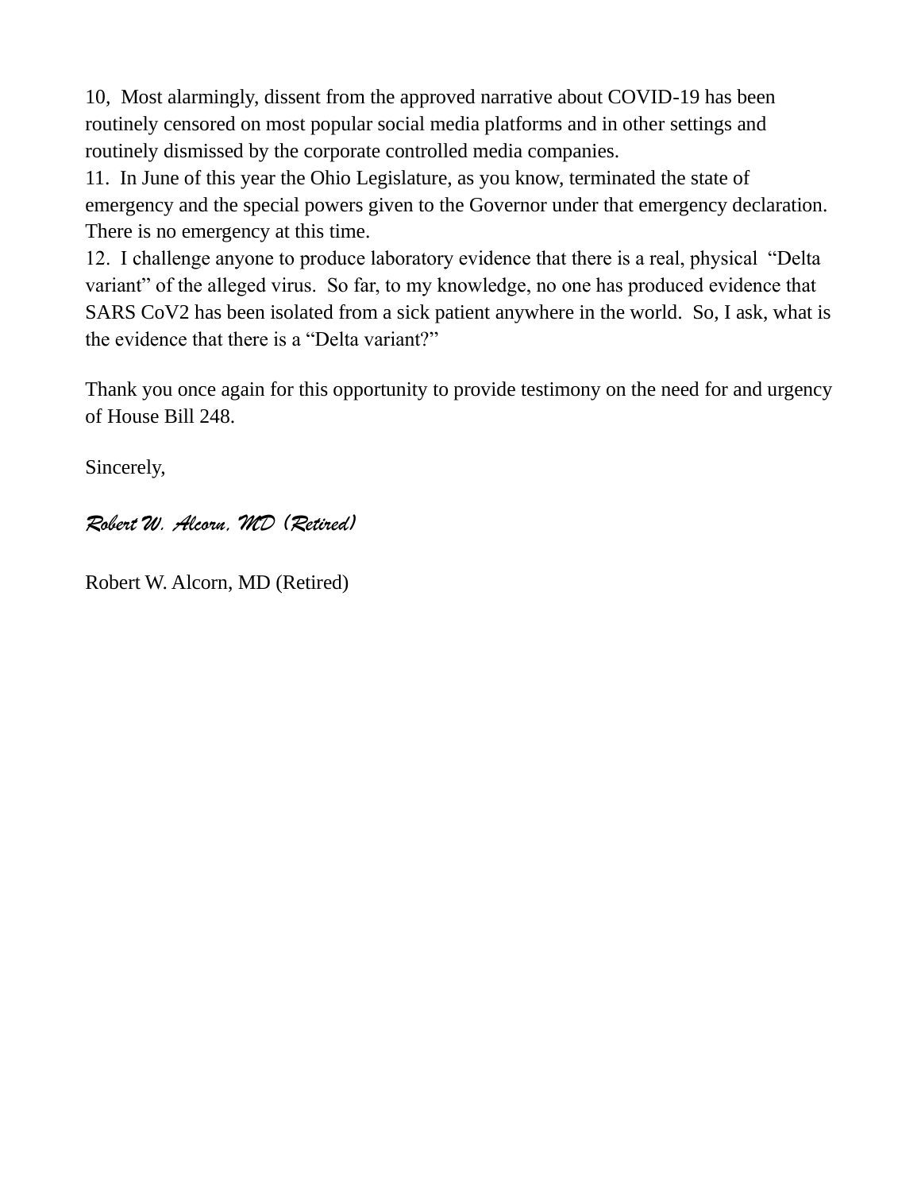10, Most alarmingly, dissent from the approved narrative about COVID-19 has been routinely censored on most popular social media platforms and in other settings and routinely dismissed by the corporate controlled media companies.

11. In June of this year the Ohio Legislature, as you know, terminated the state of emergency and the special powers given to the Governor under that emergency declaration. There is no emergency at this time.

12. I challenge anyone to produce laboratory evidence that there is a real, physical "Delta variant" of the alleged virus. So far, to my knowledge, no one has produced evidence that SARS CoV2 has been isolated from a sick patient anywhere in the world. So, I ask, what is the evidence that there is a "Delta variant?"

Thank you once again for this opportunity to provide testimony on the need for and urgency of House Bill 248.

Sincerely,

*Robert W. Alcorn, MD (Retired)*

Robert W. Alcorn, MD (Retired)